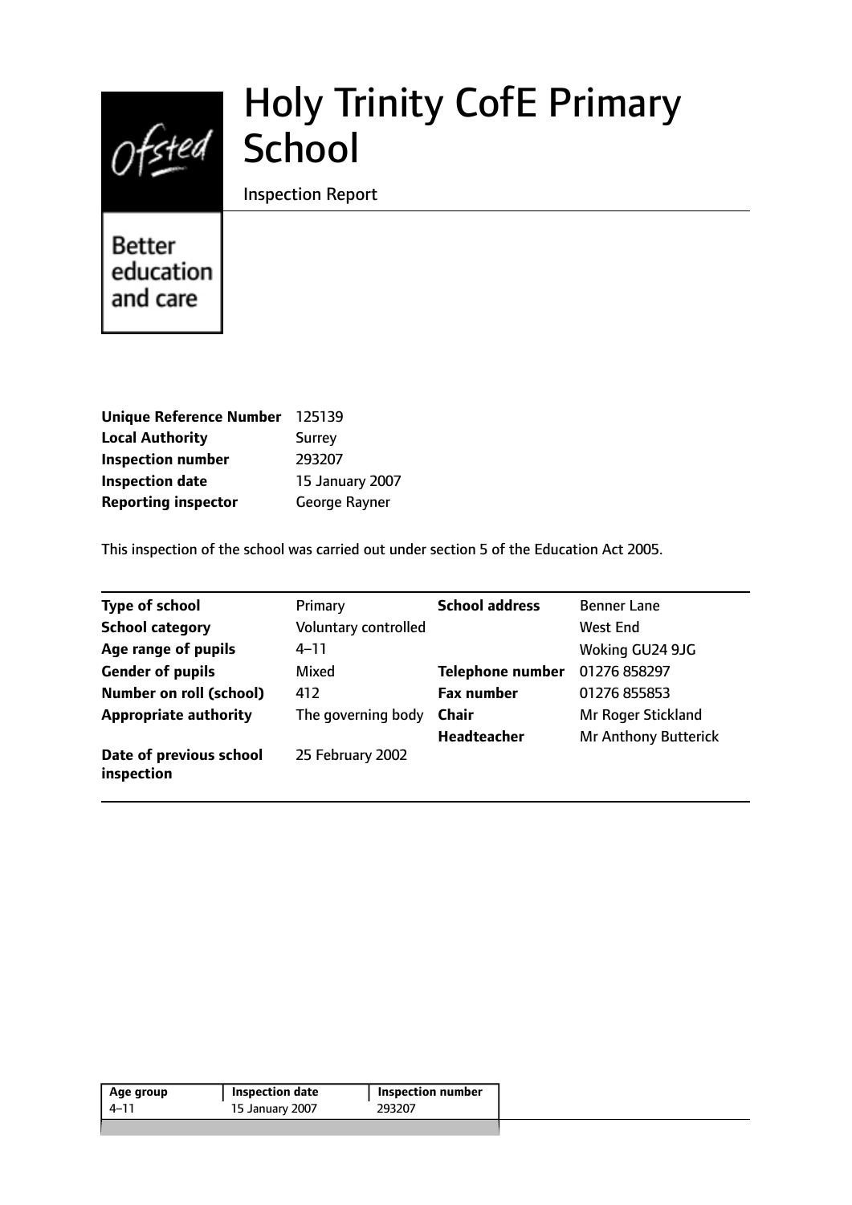# Holy Trinity CofE Primary School

Inspection Report

Ofsted

Better education and care

| | |
|---|---|
| **Unique Reference Number** | 125139 |
| **Local Authority** | Surrey |
| **Inspection number** | 293207 |
| **Inspection date** | 15 January 2007 |
| **Reporting inspector** | George Rayner |

This inspection of the school was carried out under section 5 of the Education Act 2005.

| | | | |
|---|---|---|---|
| **Type of school** | Primary | **School address** | Benner Lane |
| **School category** | Voluntary controlled | | West End |
| **Age range of pupils** | 4–11 | | Woking GU24 9JG |
| **Gender of pupils** | Mixed | **Telephone number** | 01276 858297 |
| **Number on roll (school)** | 412 | **Fax number** | 01276 855853 |
| **Appropriate authority** | The governing body | **Chair** | Mr Roger Stickland |
| | | **Headteacher** | Mr Anthony Butterick |
| **Date of previous school inspection** | 25 February 2002 | | |

| Age group | Inspection date | Inspection number |
|---|---|---|
| 4–11 | 15 January 2007 | 293207 |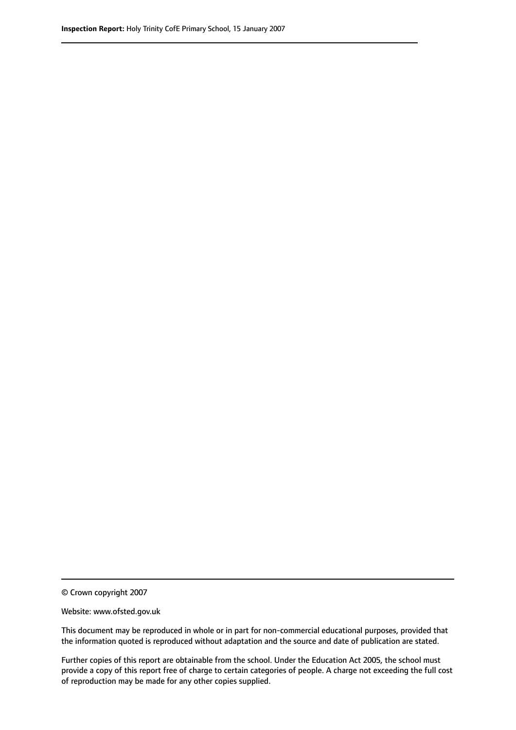© Crown copyright 2007

Website: www.ofsted.gov.uk

This document may be reproduced in whole or in part for non-commercial educational purposes, provided that the information quoted is reproduced without adaptation and the source and date of publication are stated.

Further copies of this report are obtainable from the school. Under the Education Act 2005, the school must provide a copy of this report free of charge to certain categories of people. A charge not exceeding the full cost of reproduction may be made for any other copies supplied.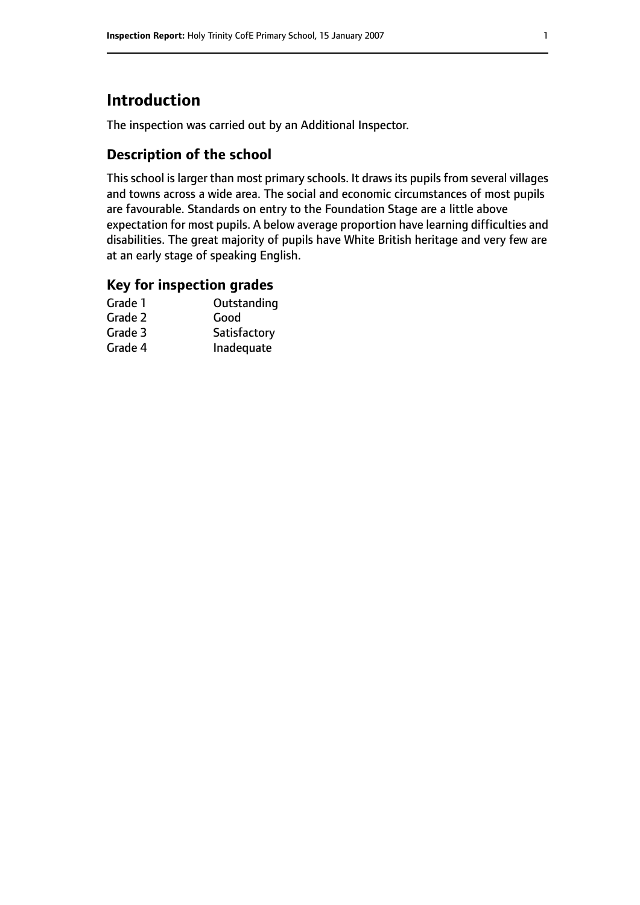# Introduction

The inspection was carried out by an Additional Inspector.

## Description of the school

This school is larger than most primary schools. It draws its pupils from several villages and towns across a wide area. The social and economic circumstances of most pupils are favourable. Standards on entry to the Foundation Stage are a little above expectation for most pupils. A below average proportion have learning difficulties and disabilities. The great majority of pupils have White British heritage and very few are at an early stage of speaking English.

## Key for inspection grades

| | |
|---|---|
| Grade 1 | Outstanding |
| Grade 2 | Good |
| Grade 3 | Satisfactory |
| Grade 4 | Inadequate |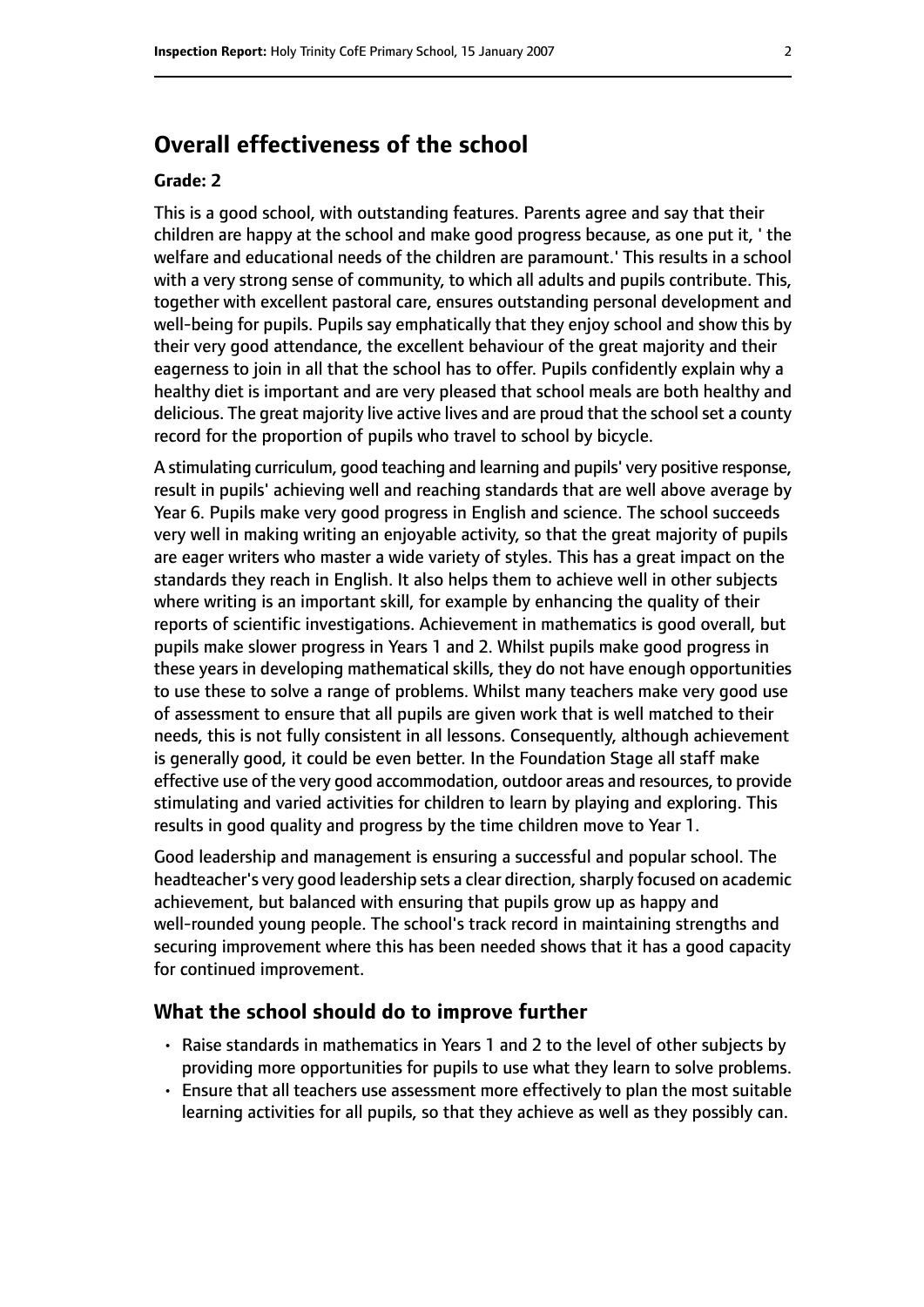## Overall effectiveness of the school

**Grade: 2**

This is a good school, with outstanding features. Parents agree and say that their children are happy at the school and make good progress because, as one put it, ' the welfare and educational needs of the children are paramount.' This results in a school with a very strong sense of community, to which all adults and pupils contribute. This, together with excellent pastoral care, ensures outstanding personal development and well-being for pupils. Pupils say emphatically that they enjoy school and show this by their very good attendance, the excellent behaviour of the great majority and their eagerness to join in all that the school has to offer. Pupils confidently explain why a healthy diet is important and are very pleased that school meals are both healthy and delicious. The great majority live active lives and are proud that the school set a county record for the proportion of pupils who travel to school by bicycle.

A stimulating curriculum, good teaching and learning and pupils' very positive response, result in pupils' achieving well and reaching standards that are well above average by Year 6. Pupils make very good progress in English and science. The school succeeds very well in making writing an enjoyable activity, so that the great majority of pupils are eager writers who master a wide variety of styles. This has a great impact on the standards they reach in English. It also helps them to achieve well in other subjects where writing is an important skill, for example by enhancing the quality of their reports of scientific investigations. Achievement in mathematics is good overall, but pupils make slower progress in Years 1 and 2. Whilst pupils make good progress in these years in developing mathematical skills, they do not have enough opportunities to use these to solve a range of problems. Whilst many teachers make very good use of assessment to ensure that all pupils are given work that is well matched to their needs, this is not fully consistent in all lessons. Consequently, although achievement is generally good, it could be even better. In the Foundation Stage all staff make effective use of the very good accommodation, outdoor areas and resources, to provide stimulating and varied activities for children to learn by playing and exploring. This results in good quality and progress by the time children move to Year 1.

Good leadership and management is ensuring a successful and popular school. The headteacher's very good leadership sets a clear direction, sharply focused on academic achievement, but balanced with ensuring that pupils grow up as happy and well-rounded young people. The school's track record in maintaining strengths and securing improvement where this has been needed shows that it has a good capacity for continued improvement.

### What the school should do to improve further

- Raise standards in mathematics in Years 1 and 2 to the level of other subjects by providing more opportunities for pupils to use what they learn to solve problems.
- Ensure that all teachers use assessment more effectively to plan the most suitable learning activities for all pupils, so that they achieve as well as they possibly can.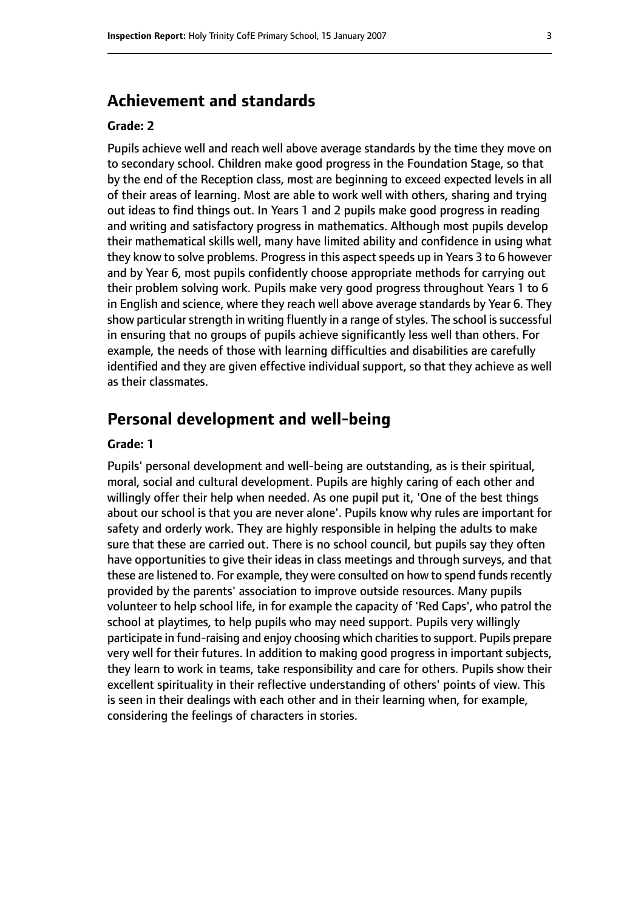## Achievement and standards

**Grade: 2**

Pupils achieve well and reach well above average standards by the time they move on to secondary school. Children make good progress in the Foundation Stage, so that by the end of the Reception class, most are beginning to exceed expected levels in all of their areas of learning. Most are able to work well with others, sharing and trying out ideas to find things out. In Years 1 and 2 pupils make good progress in reading and writing and satisfactory progress in mathematics. Although most pupils develop their mathematical skills well, many have limited ability and confidence in using what they know to solve problems. Progress in this aspect speeds up in Years 3 to 6 however and by Year 6, most pupils confidently choose appropriate methods for carrying out their problem solving work. Pupils make very good progress throughout Years 1 to 6 in English and science, where they reach well above average standards by Year 6. They show particular strength in writing fluently in a range of styles. The school is successful in ensuring that no groups of pupils achieve significantly less well than others. For example, the needs of those with learning difficulties and disabilities are carefully identified and they are given effective individual support, so that they achieve as well as their classmates.

## Personal development and well-being

**Grade: 1**

Pupils' personal development and well-being are outstanding, as is their spiritual, moral, social and cultural development. Pupils are highly caring of each other and willingly offer their help when needed. As one pupil put it, 'One of the best things about our school is that you are never alone'. Pupils know why rules are important for safety and orderly work. They are highly responsible in helping the adults to make sure that these are carried out. There is no school council, but pupils say they often have opportunities to give their ideas in class meetings and through surveys, and that these are listened to. For example, they were consulted on how to spend funds recently provided by the parents' association to improve outside resources. Many pupils volunteer to help school life, in for example the capacity of 'Red Caps', who patrol the school at playtimes, to help pupils who may need support. Pupils very willingly participate in fund-raising and enjoy choosing which charities to support. Pupils prepare very well for their futures. In addition to making good progress in important subjects, they learn to work in teams, take responsibility and care for others. Pupils show their excellent spirituality in their reflective understanding of others' points of view. This is seen in their dealings with each other and in their learning when, for example, considering the feelings of characters in stories.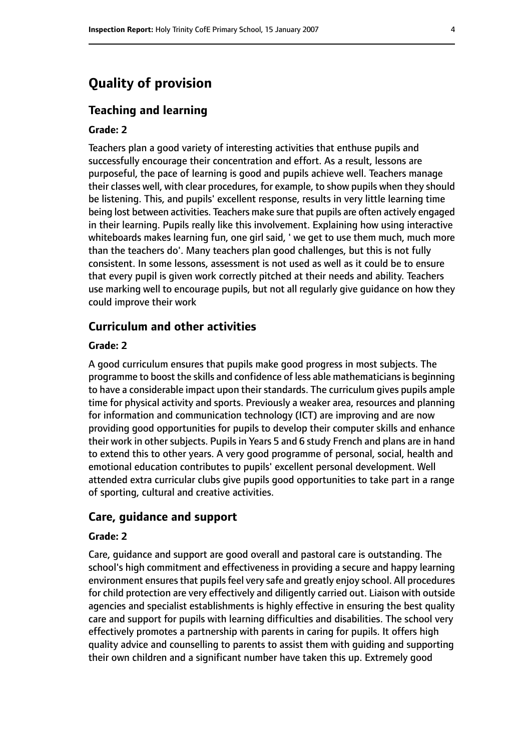# Quality of provision

## Teaching and learning

#### Grade: 2

Teachers plan a good variety of interesting activities that enthuse pupils and successfully encourage their concentration and effort. As a result, lessons are purposeful, the pace of learning is good and pupils achieve well. Teachers manage their classes well, with clear procedures, for example, to show pupils when they should be listening. This, and pupils' excellent response, results in very little learning time being lost between activities. Teachers make sure that pupils are often actively engaged in their learning. Pupils really like this involvement. Explaining how using interactive whiteboards makes learning fun, one girl said, ' we get to use them much, much more than the teachers do'. Many teachers plan good challenges, but this is not fully consistent. In some lessons, assessment is not used as well as it could be to ensure that every pupil is given work correctly pitched at their needs and ability. Teachers use marking well to encourage pupils, but not all regularly give guidance on how they could improve their work

## Curriculum and other activities

#### Grade: 2

A good curriculum ensures that pupils make good progress in most subjects. The programme to boost the skills and confidence of less able mathematicians is beginning to have a considerable impact upon their standards. The curriculum gives pupils ample time for physical activity and sports. Previously a weaker area, resources and planning for information and communication technology (ICT) are improving and are now providing good opportunities for pupils to develop their computer skills and enhance their work in other subjects. Pupils in Years 5 and 6 study French and plans are in hand to extend this to other years. A very good programme of personal, social, health and emotional education contributes to pupils' excellent personal development. Well attended extra curricular clubs give pupils good opportunities to take part in a range of sporting, cultural and creative activities.

## Care, guidance and support

#### Grade: 2

Care, guidance and support are good overall and pastoral care is outstanding. The school's high commitment and effectiveness in providing a secure and happy learning environment ensures that pupils feel very safe and greatly enjoy school. All procedures for child protection are very effectively and diligently carried out. Liaison with outside agencies and specialist establishments is highly effective in ensuring the best quality care and support for pupils with learning difficulties and disabilities. The school very effectively promotes a partnership with parents in caring for pupils. It offers high quality advice and counselling to parents to assist them with guiding and supporting their own children and a significant number have taken this up. Extremely good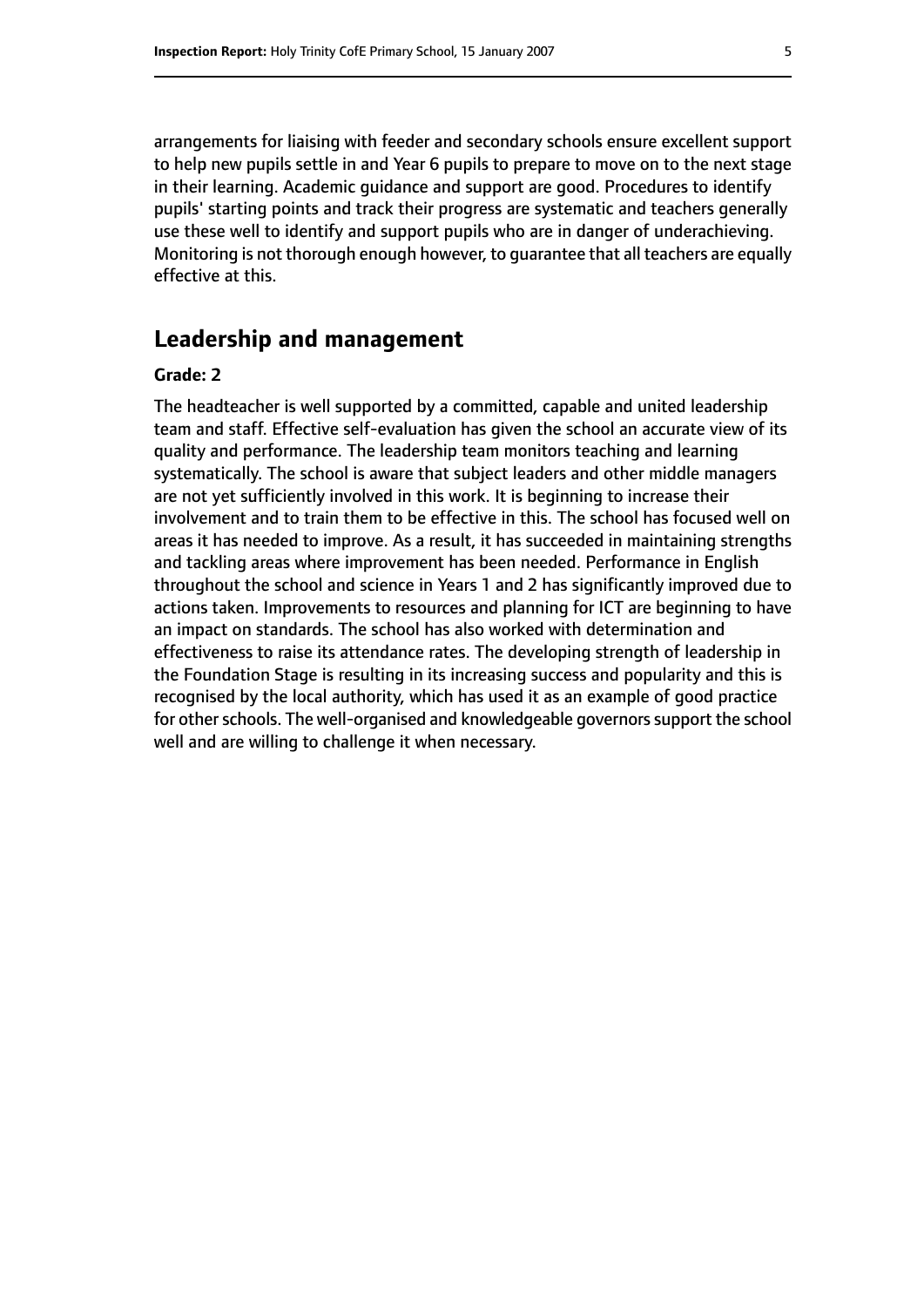arrangements for liaising with feeder and secondary schools ensure excellent support to help new pupils settle in and Year 6 pupils to prepare to move on to the next stage in their learning. Academic guidance and support are good. Procedures to identify pupils' starting points and track their progress are systematic and teachers generally use these well to identify and support pupils who are in danger of underachieving. Monitoring is not thorough enough however, to guarantee that all teachers are equally effective at this.

## Leadership and management

**Grade: 2**

The headteacher is well supported by a committed, capable and united leadership team and staff. Effective self-evaluation has given the school an accurate view of its quality and performance. The leadership team monitors teaching and learning systematically. The school is aware that subject leaders and other middle managers are not yet sufficiently involved in this work. It is beginning to increase their involvement and to train them to be effective in this. The school has focused well on areas it has needed to improve. As a result, it has succeeded in maintaining strengths and tackling areas where improvement has been needed. Performance in English throughout the school and science in Years 1 and 2 has significantly improved due to actions taken. Improvements to resources and planning for ICT are beginning to have an impact on standards. The school has also worked with determination and effectiveness to raise its attendance rates. The developing strength of leadership in the Foundation Stage is resulting in its increasing success and popularity and this is recognised by the local authority, which has used it as an example of good practice for other schools. The well-organised and knowledgeable governors support the school well and are willing to challenge it when necessary.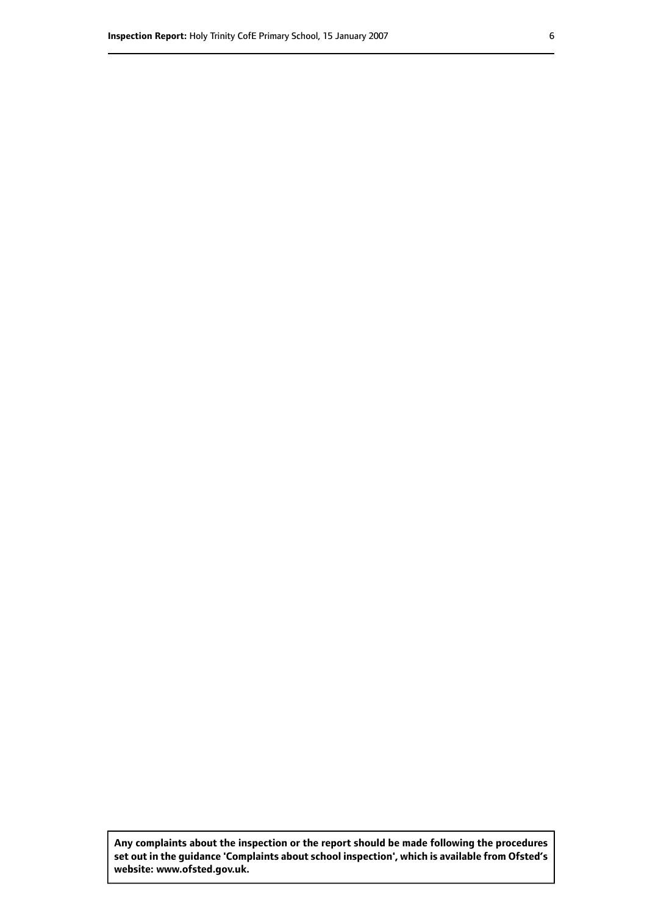**Any complaints about the inspection or the report should be made following the procedures set out in the guidance 'Complaints about school inspection', which is available from Ofsted's website: www.ofsted.gov.uk.**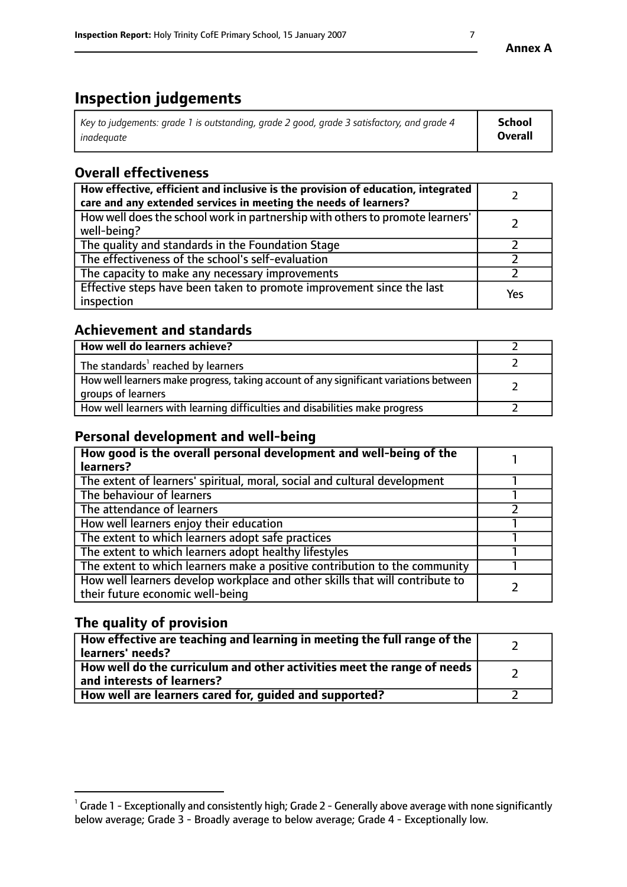Annex A

# Inspection judgements

| *Key to judgements: grade 1 is outstanding, grade 2 good, grade 3 satisfactory, and grade 4 inadequate* | **School Overall** |
|---|---|

## Overall effectiveness

| | |
|---|---|
| **How effective, efficient and inclusive is the provision of education, integrated care and any extended services in meeting the needs of learners?** | 2 |
| How well does the school work in partnership with others to promote learners' well-being? | 2 |
| The quality and standards in the Foundation Stage | 2 |
| The effectiveness of the school's self-evaluation | 2 |
| The capacity to make any necessary improvements | 2 |
| Effective steps have been taken to promote improvement since the last inspection | Yes |

## Achievement and standards

| | |
|---|---|
| **How well do learners achieve?** | 2 |
| The standards[1] reached by learners | 2 |
| How well learners make progress, taking account of any significant variations between groups of learners | 2 |
| How well learners with learning difficulties and disabilities make progress | 2 |

## Personal development and well-being

| | |
|---|---|
| **How good is the overall personal development and well-being of the learners?** | 1 |
| The extent of learners' spiritual, moral, social and cultural development | 1 |
| The behaviour of learners | 1 |
| The attendance of learners | 2 |
| How well learners enjoy their education | 1 |
| The extent to which learners adopt safe practices | 1 |
| The extent to which learners adopt healthy lifestyles | 1 |
| The extent to which learners make a positive contribution to the community | 1 |
| How well learners develop workplace and other skills that will contribute to their future economic well-being | 2 |

## The quality of provision

| | |
|---|---|
| **How effective are teaching and learning in meeting the full range of the learners' needs?** | 2 |
| **How well do the curriculum and other activities meet the range of needs and interests of learners?** | 2 |
| **How well are learners cared for, guided and supported?** | 2 |

[1] Grade 1 - Exceptionally and consistently high; Grade 2 - Generally above average with none significantly below average; Grade 3 - Broadly average to below average; Grade 4 - Exceptionally low.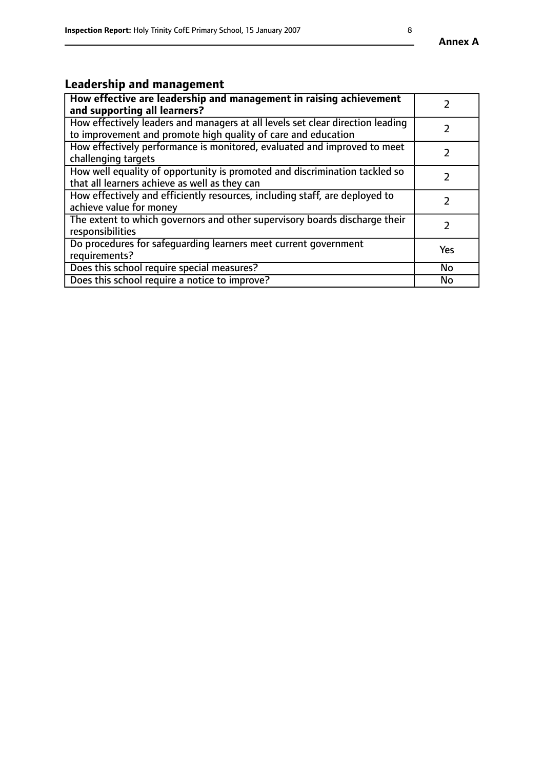## Leadership and management

| **How effective are leadership and management in raising achievement and supporting all learners?** | 2 |
| --- | --- |
| How effectively leaders and managers at all levels set clear direction leading to improvement and promote high quality of care and education | 2 |
| How effectively performance is monitored, evaluated and improved to meet challenging targets | 2 |
| How well equality of opportunity is promoted and discrimination tackled so that all learners achieve as well as they can | 2 |
| How effectively and efficiently resources, including staff, are deployed to achieve value for money | 2 |
| The extent to which governors and other supervisory boards discharge their responsibilities | 2 |
| Do procedures for safeguarding learners meet current government requirements? | Yes |
| Does this school require special measures? | No |
| Does this school require a notice to improve? | No |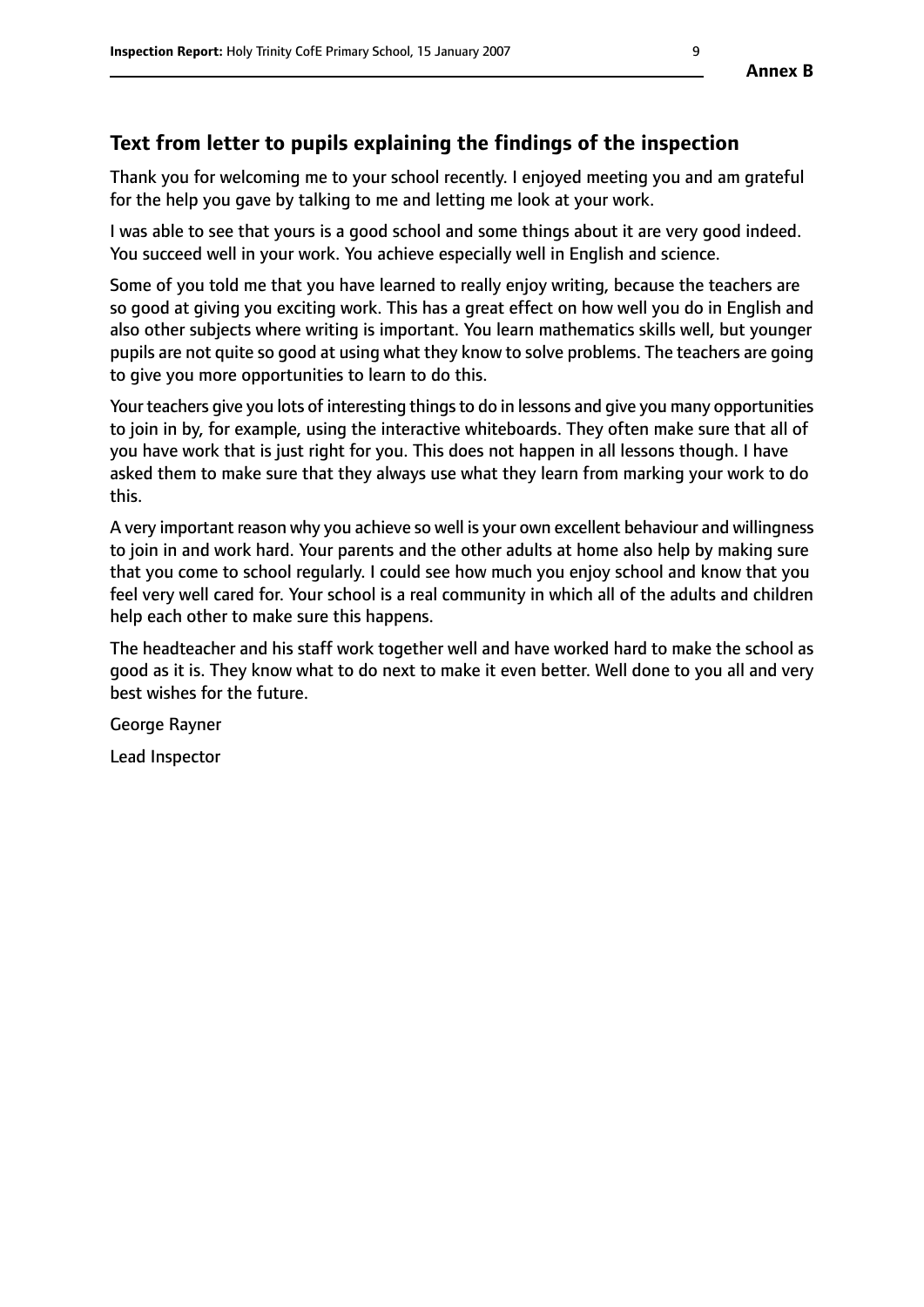## Text from letter to pupils explaining the findings of the inspection

Thank you for welcoming me to your school recently. I enjoyed meeting you and am grateful for the help you gave by talking to me and letting me look at your work.

I was able to see that yours is a good school and some things about it are very good indeed. You succeed well in your work. You achieve especially well in English and science.

Some of you told me that you have learned to really enjoy writing, because the teachers are so good at giving you exciting work. This has a great effect on how well you do in English and also other subjects where writing is important. You learn mathematics skills well, but younger pupils are not quite so good at using what they know to solve problems. The teachers are going to give you more opportunities to learn to do this.

Your teachers give you lots of interesting things to do in lessons and give you many opportunities to join in by, for example, using the interactive whiteboards. They often make sure that all of you have work that is just right for you. This does not happen in all lessons though. I have asked them to make sure that they always use what they learn from marking your work to do this.

A very important reason why you achieve so well is your own excellent behaviour and willingness to join in and work hard. Your parents and the other adults at home also help by making sure that you come to school regularly. I could see how much you enjoy school and know that you feel very well cared for. Your school is a real community in which all of the adults and children help each other to make sure this happens.

The headteacher and his staff work together well and have worked hard to make the school as good as it is. They know what to do next to make it even better. Well done to you all and very best wishes for the future.

George Rayner

Lead Inspector